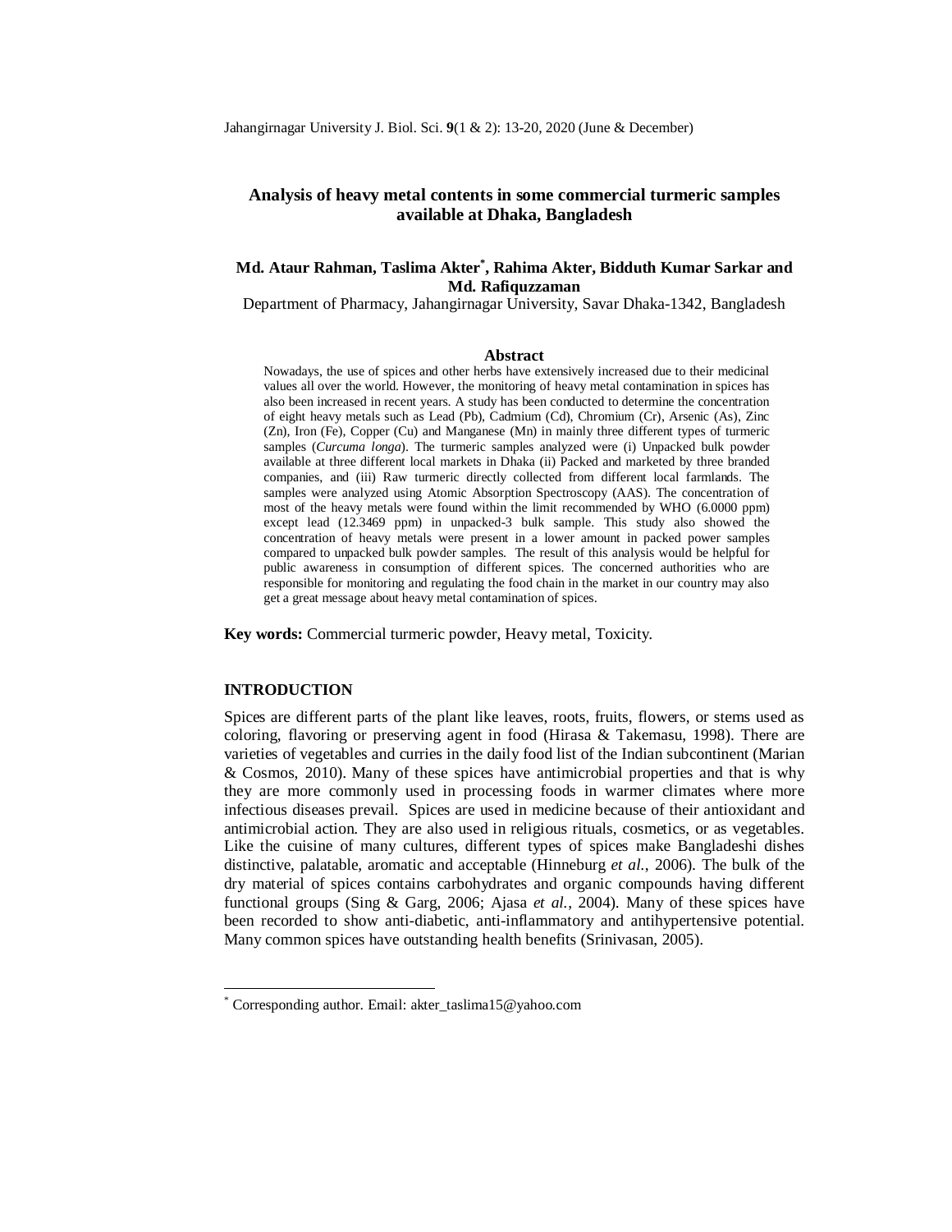# Analysis of heavy metal contents in some commercial turmeric samples available at Dhaka, Bangladesh

**Md. Ataur Rahman, Taslima Akter[*], Rahima Akter, Bidduth Kumar Sarkar and Md. Rafiquzzaman**

Department of Pharmacy, Jahangirnagar University, Savar Dhaka-1342, Bangladesh

## Abstract

Nowadays, the use of spices and other herbs have extensively increased due to their medicinal values all over the world. However, the monitoring of heavy metal contamination in spices has also been increased in recent years. A study has been conducted to determine the concentration of eight heavy metals such as Lead (Pb), Cadmium (Cd), Chromium (Cr), Arsenic (As), Zinc (Zn), Iron (Fe), Copper (Cu) and Manganese (Mn) in mainly three different types of turmeric samples (*Curcuma longa*). The turmeric samples analyzed were (i) Unpacked bulk powder available at three different local markets in Dhaka (ii) Packed and marketed by three branded companies, and (iii) Raw turmeric directly collected from different local farmlands. The samples were analyzed using Atomic Absorption Spectroscopy (AAS). The concentration of most of the heavy metals were found within the limit recommended by WHO (6.0000 ppm) except lead (12.3469 ppm) in unpacked-3 bulk sample. This study also showed the concentration of heavy metals were present in a lower amount in packed power samples compared to unpacked bulk powder samples. The result of this analysis would be helpful for public awareness in consumption of different spices. The concerned authorities who are responsible for monitoring and regulating the food chain in the market in our country may also get a great message about heavy metal contamination of spices.

**Key words:** Commercial turmeric powder, Heavy metal, Toxicity.

## INTRODUCTION

Spices are different parts of the plant like leaves, roots, fruits, flowers, or stems used as coloring, flavoring or preserving agent in food (Hirasa & Takemasu, 1998). There are varieties of vegetables and curries in the daily food list of the Indian subcontinent (Marian & Cosmos, 2010). Many of these spices have antimicrobial properties and that is why they are more commonly used in processing foods in warmer climates where more infectious diseases prevail. Spices are used in medicine because of their antioxidant and antimicrobial action. They are also used in religious rituals, cosmetics, or as vegetables. Like the cuisine of many cultures, different types of spices make Bangladeshi dishes distinctive, palatable, aromatic and acceptable (Hinneburg *et al.*, 2006). The bulk of the dry material of spices contains carbohydrates and organic compounds having different functional groups (Sing & Garg, 2006; Ajasa *et al.*, 2004). Many of these spices have been recorded to show anti-diabetic, anti-inflammatory and antihypertensive potential. Many common spices have outstanding health benefits (Srinivasan, 2005).

[*] Corresponding author. Email: akter_taslima15@yahoo.com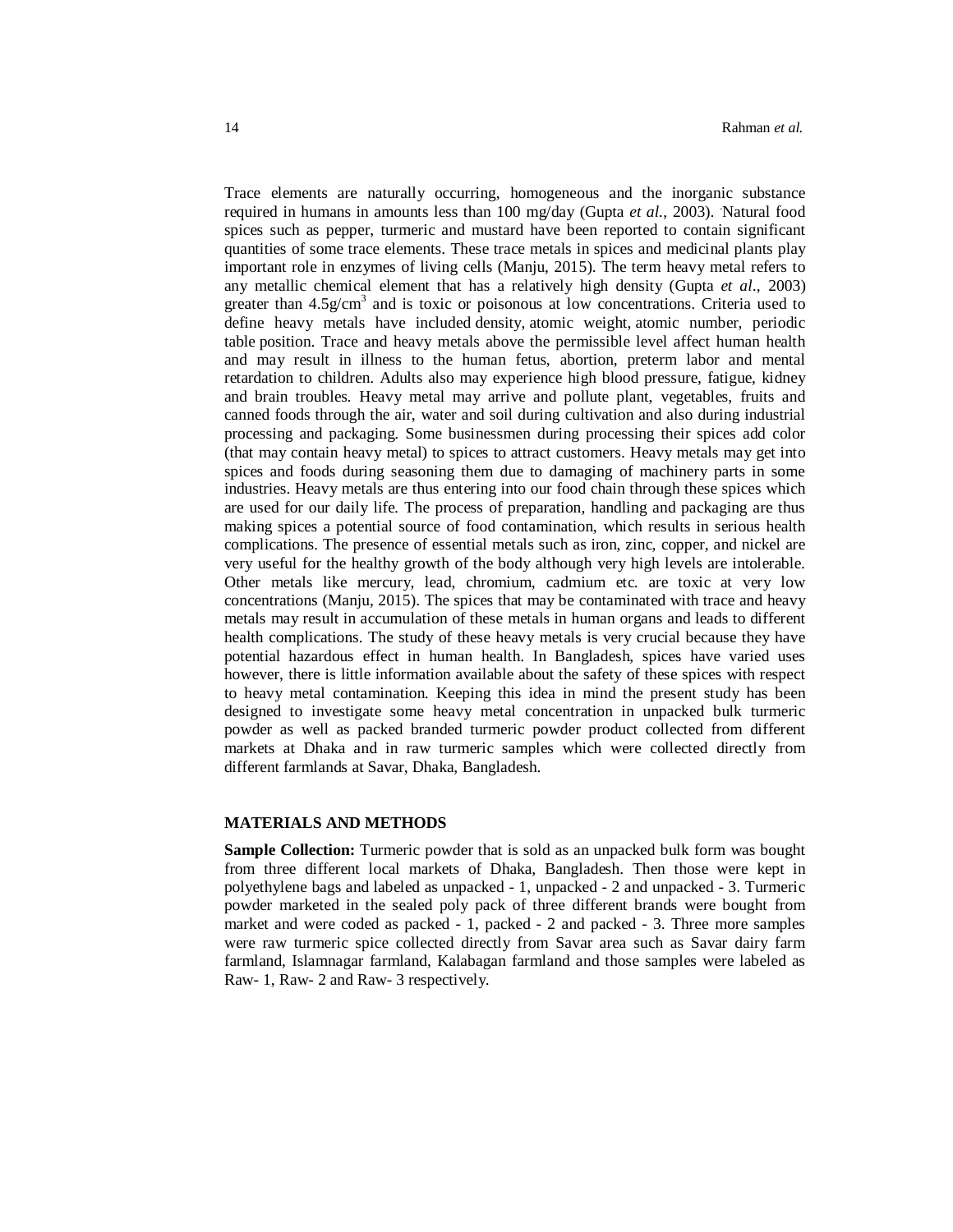Trace elements are naturally occurring, homogeneous and the inorganic substance required in humans in amounts less than 100 mg/day (Gupta *et al.*, 2003). Natural food spices such as pepper, turmeric and mustard have been reported to contain significant quantities of some trace elements. These trace metals in spices and medicinal plants play important role in enzymes of living cells (Manju, 2015). The term heavy metal refers to any metallic chemical element that has a relatively high density (Gupta *et al*., 2003) greater than $4.5g/cm^3$ and is toxic or poisonous at low concentrations. Criteria used to define heavy metals have included density, atomic weight, atomic number, periodic table position. Trace and heavy metals above the permissible level affect human health and may result in illness to the human fetus, abortion, preterm labor and mental retardation to children. Adults also may experience high blood pressure, fatigue, kidney and brain troubles. Heavy metal may arrive and pollute plant, vegetables, fruits and canned foods through the air, water and soil during cultivation and also during industrial processing and packaging. Some businessmen during processing their spices add color (that may contain heavy metal) to spices to attract customers. Heavy metals may get into spices and foods during seasoning them due to damaging of machinery parts in some industries. Heavy metals are thus entering into our food chain through these spices which are used for our daily life. The process of preparation, handling and packaging are thus making spices a potential source of food contamination, which results in serious health complications. The presence of essential metals such as iron, zinc, copper, and nickel are very useful for the healthy growth of the body although very high levels are intolerable. Other metals like mercury, lead, chromium, cadmium etc. are toxic at very low concentrations (Manju, 2015). The spices that may be contaminated with trace and heavy metals may result in accumulation of these metals in human organs and leads to different health complications. The study of these heavy metals is very crucial because they have potential hazardous effect in human health. In Bangladesh, spices have varied uses however, there is little information available about the safety of these spices with respect to heavy metal contamination. Keeping this idea in mind the present study has been designed to investigate some heavy metal concentration in unpacked bulk turmeric powder as well as packed branded turmeric powder product collected from different markets at Dhaka and in raw turmeric samples which were collected directly from different farmlands at Savar, Dhaka, Bangladesh.

## MATERIALS AND METHODS

**Sample Collection:** Turmeric powder that is sold as an unpacked bulk form was bought from three different local markets of Dhaka, Bangladesh. Then those were kept in polyethylene bags and labeled as unpacked - 1, unpacked - 2 and unpacked - 3. Turmeric powder marketed in the sealed poly pack of three different brands were bought from market and were coded as packed - 1, packed - 2 and packed - 3. Three more samples were raw turmeric spice collected directly from Savar area such as Savar dairy farm farmland, Islamnagar farmland, Kalabagan farmland and those samples were labeled as Raw- 1, Raw- 2 and Raw- 3 respectively.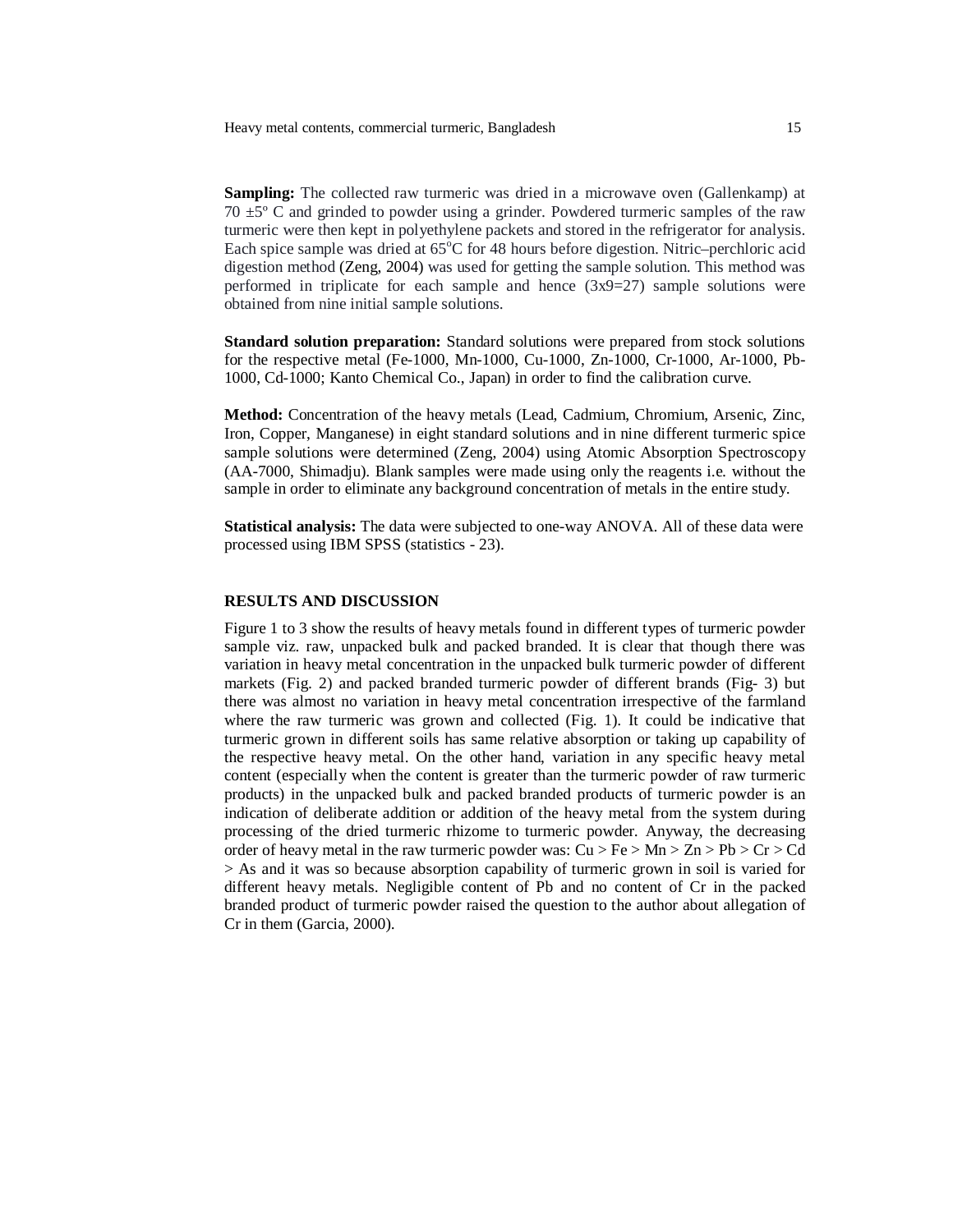**Sampling:** The collected raw turmeric was dried in a microwave oven (Gallenkamp) at 70 ±5º C and grinded to powder using a grinder. Powdered turmeric samples of the raw turmeric were then kept in polyethylene packets and stored in the refrigerator for analysis. Each spice sample was dried at 65°C for 48 hours before digestion. Nitric–perchloric acid digestion method (Zeng, 2004) was used for getting the sample solution. This method was performed in triplicate for each sample and hence (3x9=27) sample solutions were obtained from nine initial sample solutions.

**Standard solution preparation:** Standard solutions were prepared from stock solutions for the respective metal (Fe-1000, Mn-1000, Cu-1000, Zn-1000, Cr-1000, Ar-1000, Pb-1000, Cd-1000; Kanto Chemical Co., Japan) in order to find the calibration curve.

**Method:** Concentration of the heavy metals (Lead, Cadmium, Chromium, Arsenic, Zinc, Iron, Copper, Manganese) in eight standard solutions and in nine different turmeric spice sample solutions were determined (Zeng, 2004) using Atomic Absorption Spectroscopy (AA-7000, Shimadju). Blank samples were made using only the reagents i.e. without the sample in order to eliminate any background concentration of metals in the entire study.

**Statistical analysis:** The data were subjected to one-way ANOVA. All of these data were processed using IBM SPSS (statistics - 23).

## RESULTS AND DISCUSSION

Figure 1 to 3 show the results of heavy metals found in different types of turmeric powder sample viz. raw, unpacked bulk and packed branded. It is clear that though there was variation in heavy metal concentration in the unpacked bulk turmeric powder of different markets (Fig. 2) and packed branded turmeric powder of different brands (Fig- 3) but there was almost no variation in heavy metal concentration irrespective of the farmland where the raw turmeric was grown and collected (Fig. 1). It could be indicative that turmeric grown in different soils has same relative absorption or taking up capability of the respective heavy metal. On the other hand, variation in any specific heavy metal content (especially when the content is greater than the turmeric powder of raw turmeric products) in the unpacked bulk and packed branded products of turmeric powder is an indication of deliberate addition or addition of the heavy metal from the system during processing of the dried turmeric rhizome to turmeric powder. Anyway, the decreasing order of heavy metal in the raw turmeric powder was: Cu > Fe > Mn > Zn > Pb > Cr > Cd > As and it was so because absorption capability of turmeric grown in soil is varied for different heavy metals. Negligible content of Pb and no content of Cr in the packed branded product of turmeric powder raised the question to the author about allegation of Cr in them (Garcia, 2000).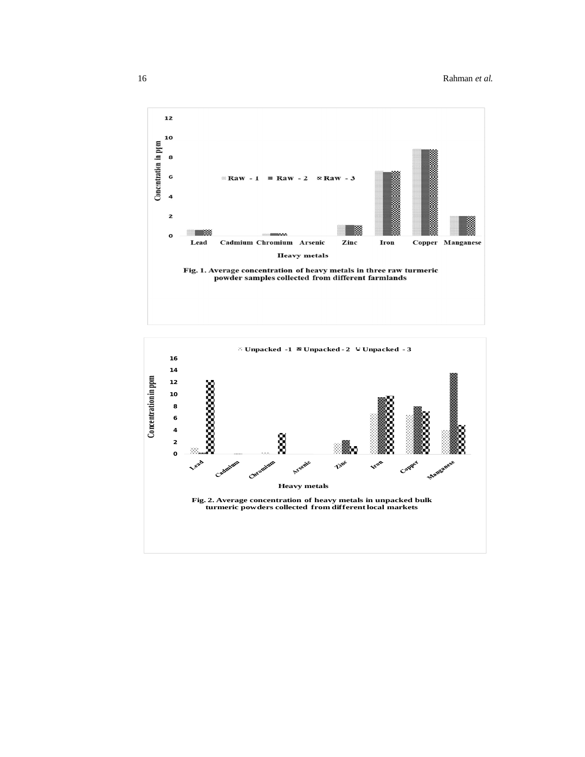12
10
8
6
4
2
0

Concentration in ppm

Raw - 1 Raw - 2 Raw - 3

Lead Cadmium Chromium Arsenic Zinc Iron Copper Manganese

Heavy metals

**Fig. 1. Average concentration of heavy metals in three raw turmeric powder samples collected from different farmlands**

Unpacked -1 Unpacked - 2 Unpacked - 3

16
14
12
10
8
6
4
2
0

Concentration in ppm

Lead Cadmium Chromium Arsenic Zinc Iron Copper Manganese

Heavy metals

**Fig. 2. Average concentration of heavy metals in unpacked bulk turmeric powders collected from different local markets**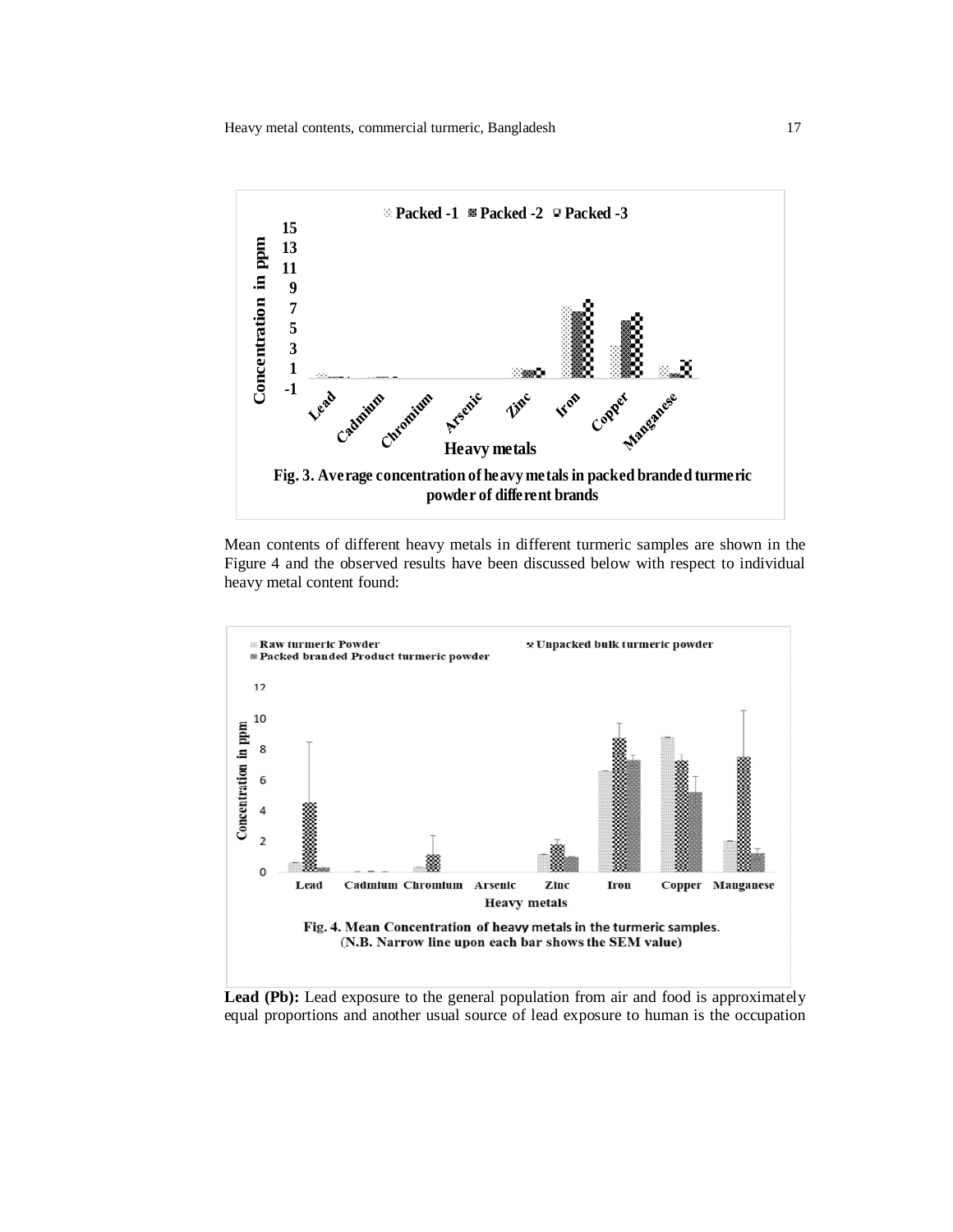Packed -1 Packed -2 Packed -3

15
13
11
9
7
5
3
1
-1

Concentration in ppm

Lead Cadmium Chromium Arsenic Zinc Iron Copper Manganese

Heavy metals

**Fig. 3. Average concentration of heavy metals in packed branded turmeric powder of different brands**

Mean contents of different heavy metals in different turmeric samples are shown in the Figure 4 and the observed results have been discussed below with respect to individual heavy metal content found:

Raw turmeric Powder Unpacked bulk turmeric powder
Packed branded Product turmeric powder

12
10
8
6
4
2
0

Concentration in ppm

Lead Cadmium Chromium Arsenic Zinc Iron Copper Manganese

Heavy metals

**Fig. 4. Mean Concentration of heavy metals in the turmeric samples. (N.B. Narrow line upon each bar shows the SEM value)**

**Lead (Pb):** Lead exposure to the general population from air and food is approximately equal proportions and another usual source of lead exposure to human is the occupation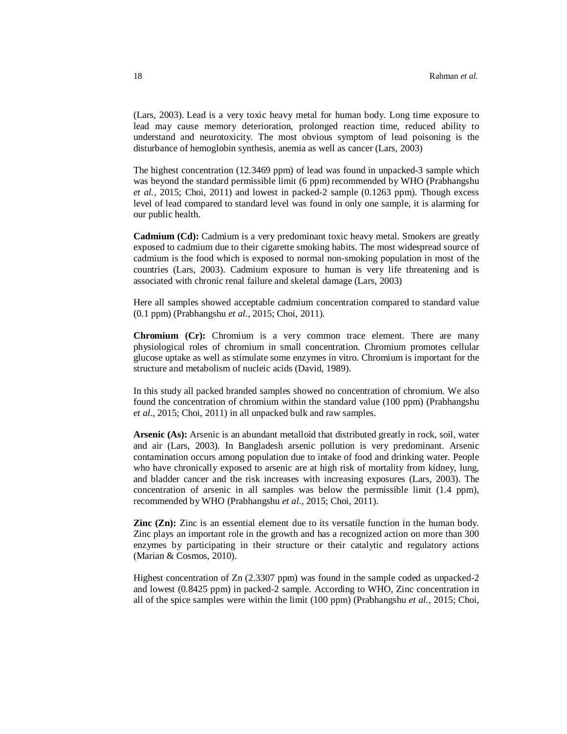(Lars, 2003). Lead is a very toxic heavy metal for human body. Long time exposure to lead may cause memory deterioration, prolonged reaction time, reduced ability to understand and neurotoxicity. The most obvious symptom of lead poisoning is the disturbance of hemoglobin synthesis, anemia as well as cancer (Lars, 2003)

The highest concentration (12.3469 ppm) of lead was found in unpacked-3 sample which was beyond the standard permissible limit (6 ppm) recommended by WHO (Prabhangshu *et al.*, 2015; Choi, 2011) and lowest in packed-2 sample (0.1263 ppm). Though excess level of lead compared to standard level was found in only one sample, it is alarming for our public health.

**Cadmium (Cd):** Cadmium is a very predominant toxic heavy metal. Smokers are greatly exposed to cadmium due to their cigarette smoking habits. The most widespread source of cadmium is the food which is exposed to normal non-smoking population in most of the countries (Lars, 2003). Cadmium exposure to human is very life threatening and is associated with chronic renal failure and skeletal damage (Lars, 2003)

Here all samples showed acceptable cadmium concentration compared to standard value (0.1 ppm) (Prabhangshu *et al.*, 2015; Choi, 2011).

**Chromium (Cr):** Chromium is a very common trace element. There are many physiological roles of chromium in small concentration. Chromium promotes cellular glucose uptake as well as stimulate some enzymes in vitro. Chromium is important for the structure and metabolism of nucleic acids (David, 1989).

In this study all packed branded samples showed no concentration of chromium. We also found the concentration of chromium within the standard value (100 ppm) (Prabhangshu *et al.*, 2015; Choi, 2011) in all unpacked bulk and raw samples.

**Arsenic (As):** Arsenic is an abundant metalloid that distributed greatly in rock, soil, water and air (Lars, 2003). In Bangladesh arsenic pollution is very predominant. Arsenic contamination occurs among population due to intake of food and drinking water. People who have chronically exposed to arsenic are at high risk of mortality from kidney, lung, and bladder cancer and the risk increases with increasing exposures (Lars, 2003). The concentration of arsenic in all samples was below the permissible limit (1.4 ppm), recommended by WHO (Prabhangshu *et al.*, 2015; Choi, 2011).

**Zinc (Zn):** Zinc is an essential element due to its versatile function in the human body. Zinc plays an important role in the growth and has a recognized action on more than 300 enzymes by participating in their structure or their catalytic and regulatory actions (Marian & Cosmos, 2010).

Highest concentration of Zn (2.3307 ppm) was found in the sample coded as unpacked-2 and lowest (0.8425 ppm) in packed-2 sample. According to WHO, Zinc concentration in all of the spice samples were within the limit (100 ppm) (Prabhangshu *et al.*, 2015; Choi,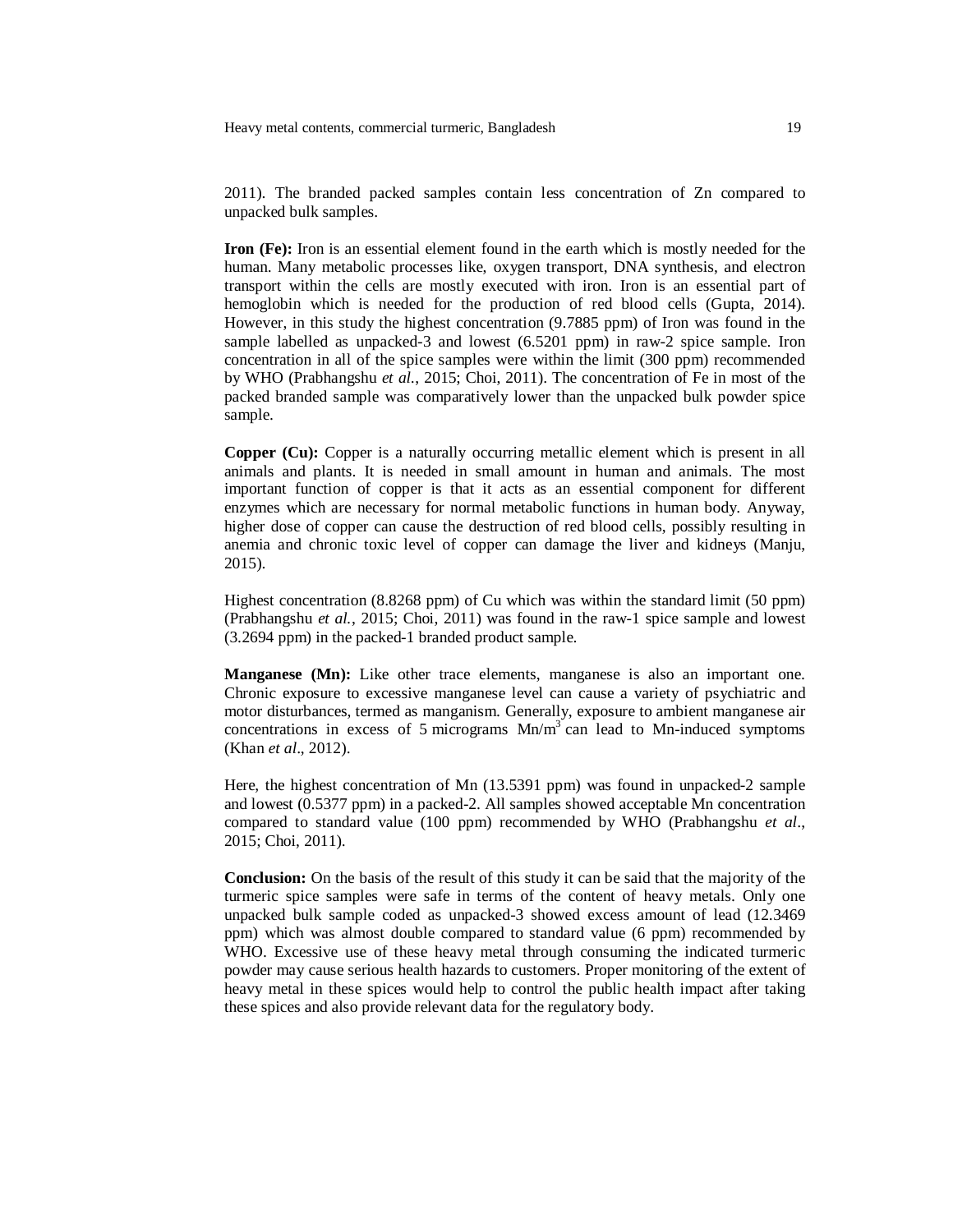2011). The branded packed samples contain less concentration of Zn compared to unpacked bulk samples.

**Iron (Fe):** Iron is an essential element found in the earth which is mostly needed for the human. Many metabolic processes like, oxygen transport, DNA synthesis, and electron transport within the cells are mostly executed with iron. Iron is an essential part of hemoglobin which is needed for the production of red blood cells (Gupta, 2014). However, in this study the highest concentration (9.7885 ppm) of Iron was found in the sample labelled as unpacked-3 and lowest (6.5201 ppm) in raw-2 spice sample. Iron concentration in all of the spice samples were within the limit (300 ppm) recommended by WHO (Prabhangshu *et al.*, 2015; Choi, 2011). The concentration of Fe in most of the packed branded sample was comparatively lower than the unpacked bulk powder spice sample.

**Copper (Cu):** Copper is a naturally occurring metallic element which is present in all animals and plants. It is needed in small amount in human and animals. The most important function of copper is that it acts as an essential component for different enzymes which are necessary for normal metabolic functions in human body. Anyway, higher dose of copper can cause the destruction of red blood cells, possibly resulting in anemia and chronic toxic level of copper can damage the liver and kidneys (Manju, 2015).

Highest concentration (8.8268 ppm) of Cu which was within the standard limit (50 ppm) (Prabhangshu *et al.*, 2015; Choi, 2011) was found in the raw-1 spice sample and lowest (3.2694 ppm) in the packed-1 branded product sample.

**Manganese (Mn):** Like other trace elements, manganese is also an important one. Chronic exposure to excessive manganese level can cause a variety of psychiatric and motor disturbances, termed as manganism. Generally, exposure to ambient manganese air concentrations in excess of 5 micrograms $Mn/m^3$ can lead to Mn-induced symptoms (Khan *et al*., 2012).

Here, the highest concentration of Mn (13.5391 ppm) was found in unpacked-2 sample and lowest (0.5377 ppm) in a packed-2. All samples showed acceptable Mn concentration compared to standard value (100 ppm) recommended by WHO (Prabhangshu *et al*., 2015; Choi, 2011).

**Conclusion:** On the basis of the result of this study it can be said that the majority of the turmeric spice samples were safe in terms of the content of heavy metals. Only one unpacked bulk sample coded as unpacked-3 showed excess amount of lead (12.3469 ppm) which was almost double compared to standard value (6 ppm) recommended by WHO. Excessive use of these heavy metal through consuming the indicated turmeric powder may cause serious health hazards to customers. Proper monitoring of the extent of heavy metal in these spices would help to control the public health impact after taking these spices and also provide relevant data for the regulatory body.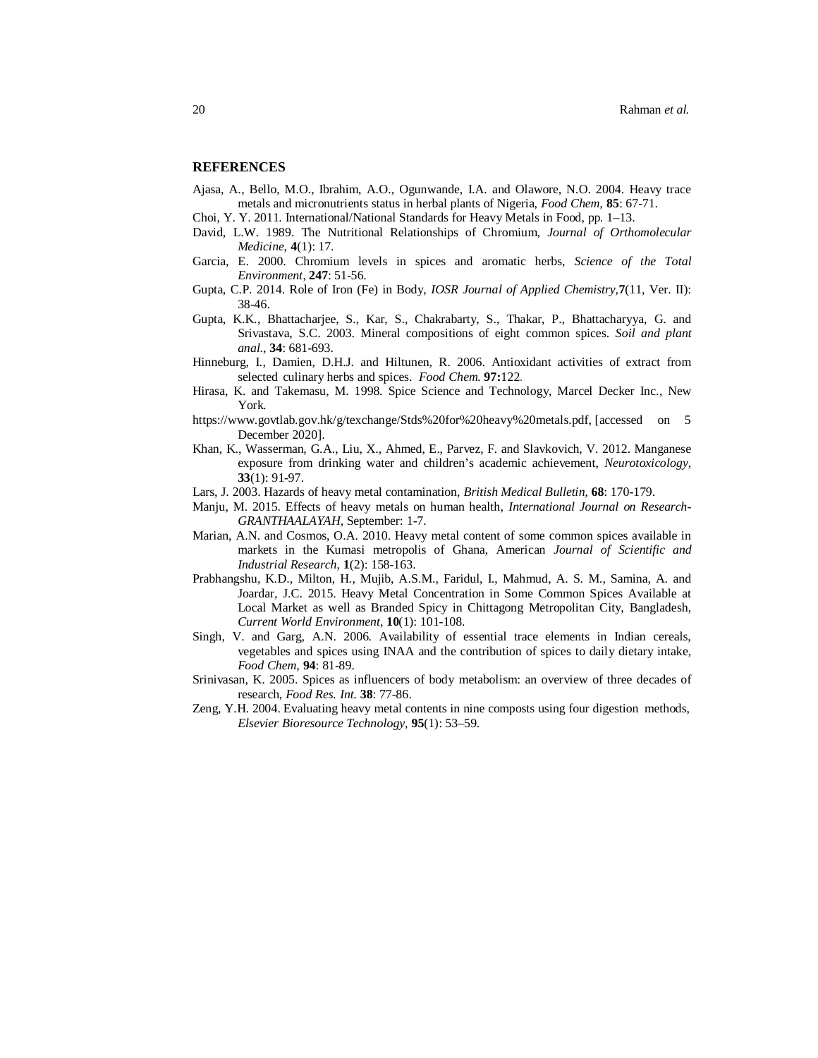## REFERENCES

Ajasa, A., Bello, M.O., Ibrahim, A.O., Ogunwande, I.A. and Olawore, N.O. 2004. Heavy trace metals and micronutrients status in herbal plants of Nigeria, *Food Chem*, **85**: 67-71.

Choi, Y. Y. 2011. International/National Standards for Heavy Metals in Food, pp. 1–13.

David, L.W. 1989. The Nutritional Relationships of Chromium, *Journal of Orthomolecular Medicine*, **4**(1): 17.

Garcia, E. 2000. Chromium levels in spices and aromatic herbs, *Science of the Total Environment*, **247**: 51-56.

Gupta, C.P. 2014. Role of Iron (Fe) in Body, *IOSR Journal of Applied Chemistry*,**7**(11, Ver. II): 38-46.

Gupta, K.K., Bhattacharjee, S., Kar, S., Chakrabarty, S., Thakar, P., Bhattacharyya, G. and Srivastava, S.C. 2003. Mineral compositions of eight common spices. *Soil and plant anal.*, **34**: 681-693.

Hinneburg, I., Damien, D.H.J. and Hiltunen, R. 2006. Antioxidant activities of extract from selected culinary herbs and spices. *Food Chem.* **97:**122.

Hirasa, K. and Takemasu, M. 1998. Spice Science and Technology, Marcel Decker Inc., New York.

https://www.govtlab.gov.hk/g/texchange/Stds%20for%20heavy%20metals.pdf, [accessed on 5 December 2020].

Khan, K., Wasserman, G.A., Liu, X., Ahmed, E., Parvez, F. and Slavkovich, V. 2012. Manganese exposure from drinking water and children's academic achievement, *Neurotoxicology*, **33**(1): 91-97.

Lars, J. 2003. Hazards of heavy metal contamination, *British Medical Bulletin*, **68**: 170-179.

Manju, M. 2015. Effects of heavy metals on human health, *International Journal on Research-GRANTHAALAYAH*, September: 1-7.

Marian, A.N. and Cosmos, O.A. 2010. Heavy metal content of some common spices available in markets in the Kumasi metropolis of Ghana, American *Journal of Scientific and Industrial Research*, **1**(2): 158-163.

Prabhangshu, K.D., Milton, H., Mujib, A.S.M., Faridul, I., Mahmud, A. S. M., Samina, A. and Joardar, J.C. 2015. Heavy Metal Concentration in Some Common Spices Available at Local Market as well as Branded Spicy in Chittagong Metropolitan City, Bangladesh, *Current World Environment*, **10**(1): 101-108.

Singh, V. and Garg, A.N. 2006. Availability of essential trace elements in Indian cereals, vegetables and spices using INAA and the contribution of spices to daily dietary intake, *Food Chem*, **94**: 81-89.

Srinivasan, K. 2005. Spices as influencers of body metabolism: an overview of three decades of research, *Food Res. Int.* **38**: 77-86.

Zeng, Y.H. 2004. Evaluating heavy metal contents in nine composts using four digestion methods, *Elsevier Bioresource Technology*, **95**(1): 53–59.